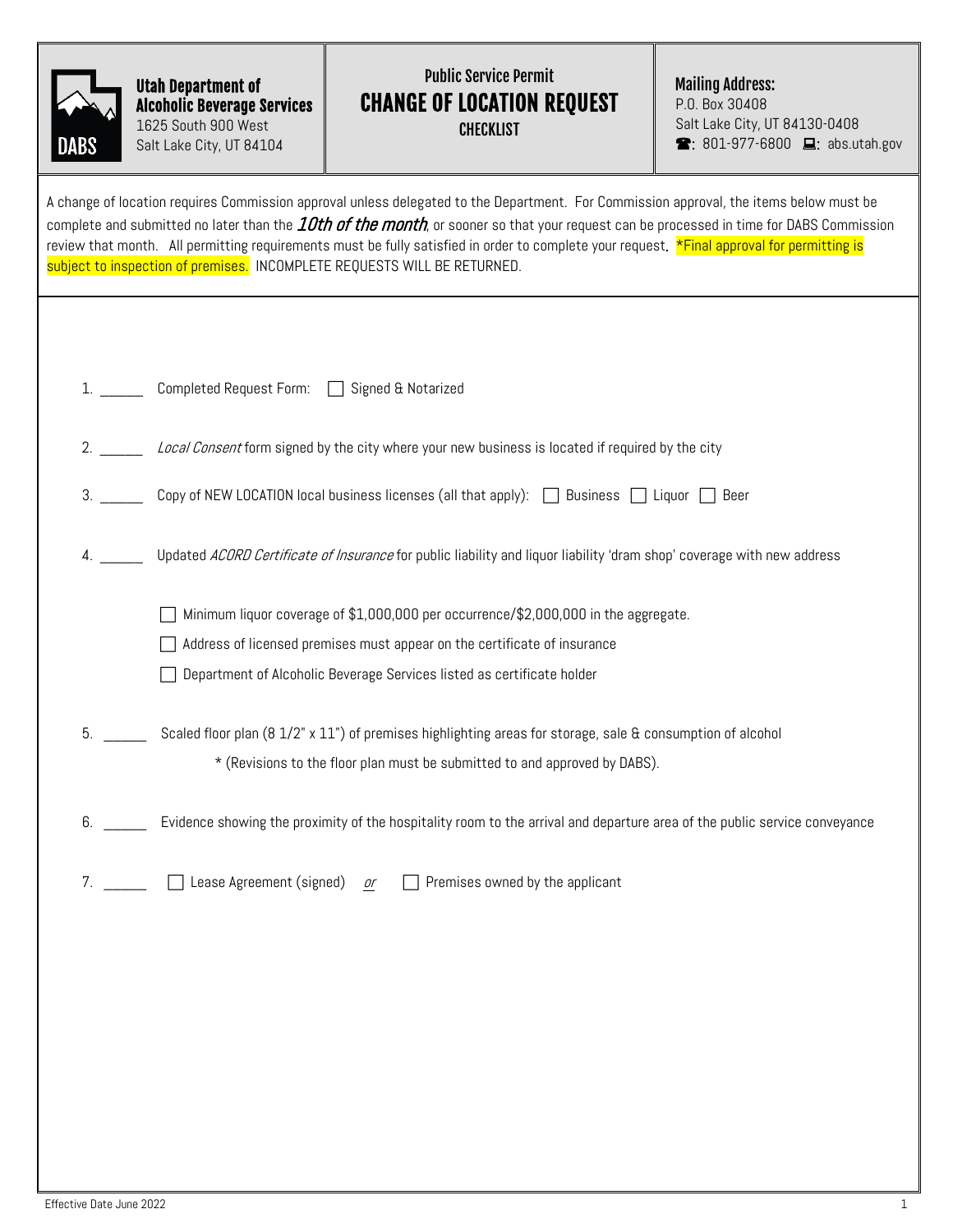**Utah Department of Alcoholic Beverage Services**
1625 South 900 West
Salt Lake City, UT 84104

# Public Service Permit
# CHANGE OF LOCATION REQUEST
## CHECKLIST

**Mailing Address:**
P.O. Box 30408
Salt Lake City, UT 84130-0408
☎: 801-977-6800 💻: abs.utah.gov

A change of location requires Commission approval unless delegated to the Department. For Commission approval, the items below must be complete and submitted no later than the ***10th of the month***, or sooner so that your request can be processed in time for DABS Commission review that month. All permitting requirements must be fully satisfied in order to complete your request. *Final approval for permitting is subject to inspection of premises. INCOMPLETE REQUESTS WILL BE RETURNED.

1. ______ Completed Request Form: ☐ Signed & Notarized

2. ______ *Local Consent* form signed by the city where your new business is located if required by the city

3. ______ Copy of NEW LOCATION local business licenses (all that apply): ☐ Business ☐ Liquor ☐ Beer

4. ______ Updated *ACORD Certificate of Insurance* for public liability and liquor liability 'dram shop' coverage with new address

   ☐ Minimum liquor coverage of $1,000,000 per occurrence/$2,000,000 in the aggregate.

   ☐ Address of licensed premises must appear on the certificate of insurance

   ☐ Department of Alcoholic Beverage Services listed as certificate holder

5. ______ Scaled floor plan (8 1/2" x 11") of premises highlighting areas for storage, sale & consumption of alcohol

   * (Revisions to the floor plan must be submitted to and approved by DABS).

6. ______ Evidence showing the proximity of the hospitality room to the arrival and departure area of the public service conveyance

7. ______ ☐ Lease Agreement (signed) *or* ☐ Premises owned by the applicant

Effective Date June 2022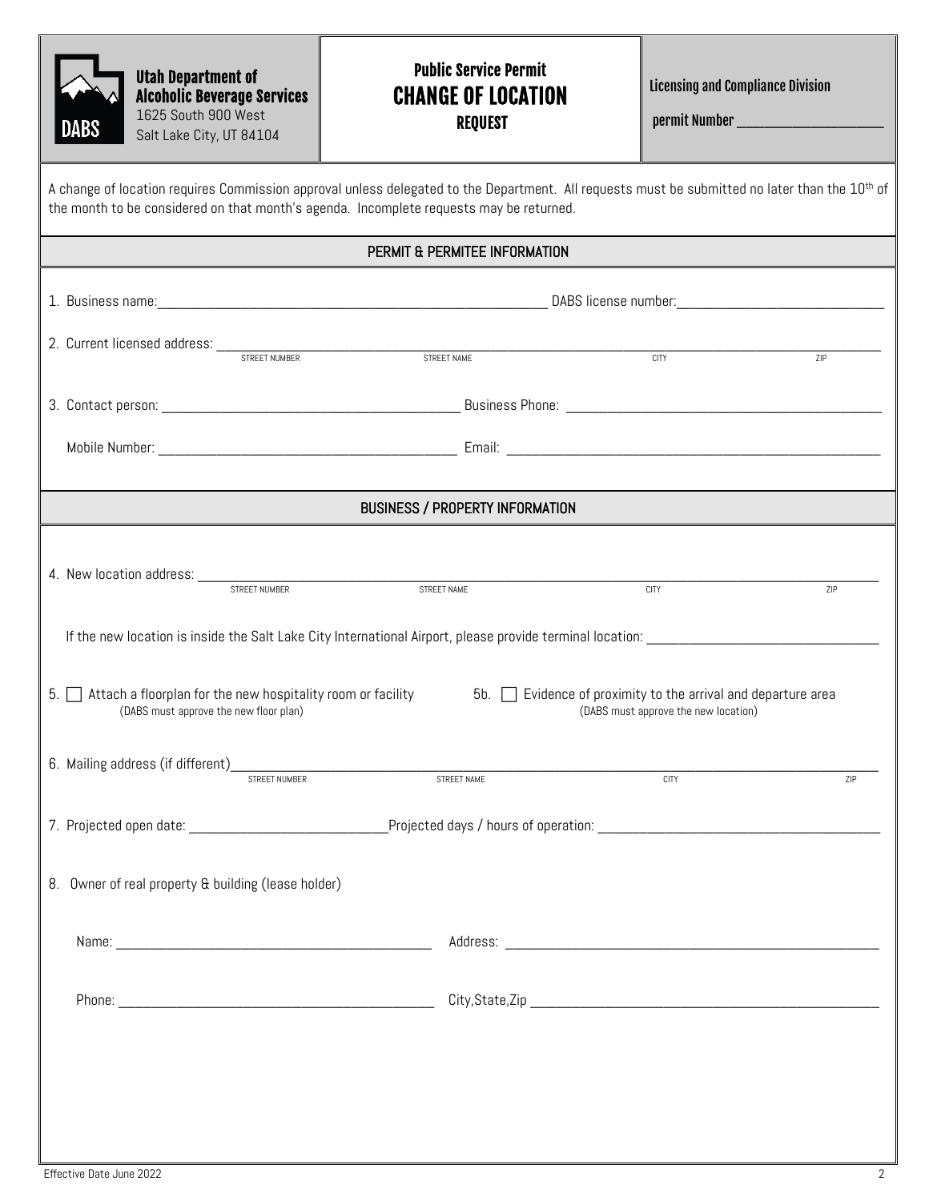**Utah Department of Alcoholic Beverage Services**
1625 South 900 West
Salt Lake City, UT 84104

# Public Service Permit CHANGE OF LOCATION REQUEST

**Licensing and Compliance Division**

**permit Number** ____________________

A change of location requires Commission approval unless delegated to the Department. All requests must be submitted no later than the 10th of the month to be considered on that month's agenda. Incomplete requests may be returned.

## PERMIT & PERMITEE INFORMATION

1. Business name: ____________________ DABS license number: ____________________

2. Current licensed address: ____________________
   STREET NUMBER / STREET NAME / CITY / ZIP

3. Contact person: ____________________ Business Phone: ____________________

   Mobile Number: ____________________ Email: ____________________

## BUSINESS / PROPERTY INFORMATION

4. New location address: ____________________
   STREET NUMBER / STREET NAME / CITY / ZIP

   If the new location is inside the Salt Lake City International Airport, please provide terminal location: ____________________

5. ☐ Attach a floorplan for the new hospitality room or facility
   (DABS must approve the new floor plan)

   5b. ☐ Evidence of proximity to the arrival and departure area
   (DABS must approve the new location)

6. Mailing address (if different) ____________________
   STREET NUMBER / STREET NAME / CITY / ZIP

7. Projected open date: ____________________ Projected days / hours of operation: ____________________

8. Owner of real property & building (lease holder)

   Name: ____________________ Address: ____________________

   Phone: ____________________ City,State,Zip ____________________

Effective Date June 2022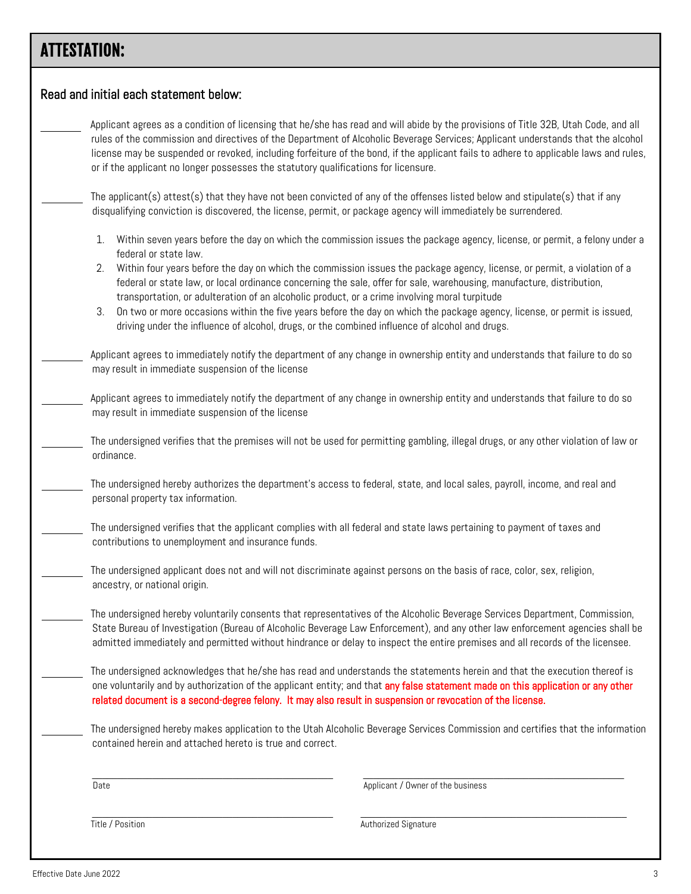# ATTESTATION:

## Read and initial each statement below:

_______ Applicant agrees as a condition of licensing that he/she has read and will abide by the provisions of Title 32B, Utah Code, and all rules of the commission and directives of the Department of Alcoholic Beverage Services; Applicant understands that the alcohol license may be suspended or revoked, including forfeiture of the bond, if the applicant fails to adhere to applicable laws and rules, or if the applicant no longer possesses the statutory qualifications for licensure.

_______ The applicant(s) attest(s) that they have not been convicted of any of the offenses listed below and stipulate(s) that if any disqualifying conviction is discovered, the license, permit, or package agency will immediately be surrendered.

1. Within seven years before the day on which the commission issues the package agency, license, or permit, a felony under a federal or state law.
2. Within four years before the day on which the commission issues the package agency, license, or permit, a violation of a federal or state law, or local ordinance concerning the sale, offer for sale, warehousing, manufacture, distribution, transportation, or adulteration of an alcoholic product, or a crime involving moral turpitude
3. On two or more occasions within the five years before the day on which the package agency, license, or permit is issued, driving under the influence of alcohol, drugs, or the combined influence of alcohol and drugs.

_______ Applicant agrees to immediately notify the department of any change in ownership entity and understands that failure to do so may result in immediate suspension of the license

_______ Applicant agrees to immediately notify the department of any change in ownership entity and understands that failure to do so may result in immediate suspension of the license

_______ The undersigned verifies that the premises will not be used for permitting gambling, illegal drugs, or any other violation of law or ordinance.

_______ The undersigned hereby authorizes the department's access to federal, state, and local sales, payroll, income, and real and personal property tax information.

_______ The undersigned verifies that the applicant complies with all federal and state laws pertaining to payment of taxes and contributions to unemployment and insurance funds.

_______ The undersigned applicant does not and will not discriminate against persons on the basis of race, color, sex, religion, ancestry, or national origin.

_______ The undersigned hereby voluntarily consents that representatives of the Alcoholic Beverage Services Department, Commission, State Bureau of Investigation (Bureau of Alcoholic Beverage Law Enforcement), and any other law enforcement agencies shall be admitted immediately and permitted without hindrance or delay to inspect the entire premises and all records of the licensee.

_______ The undersigned acknowledges that he/she has read and understands the statements herein and that the execution thereof is one voluntarily and by authorization of the applicant entity; and that **any false statement made on this application or any other related document is a second-degree felony. It may also result in suspension or revocation of the license.**

_______ The undersigned hereby makes application to the Utah Alcoholic Beverage Services Commission and certifies that the information contained herein and attached hereto is true and correct.

| | |
|---|---|
| _______________________ | _______________________ |
| Date | Applicant / Owner of the business |
| _______________________ | _______________________ |
| Title / Position | Authorized Signature |

Effective Date June 2022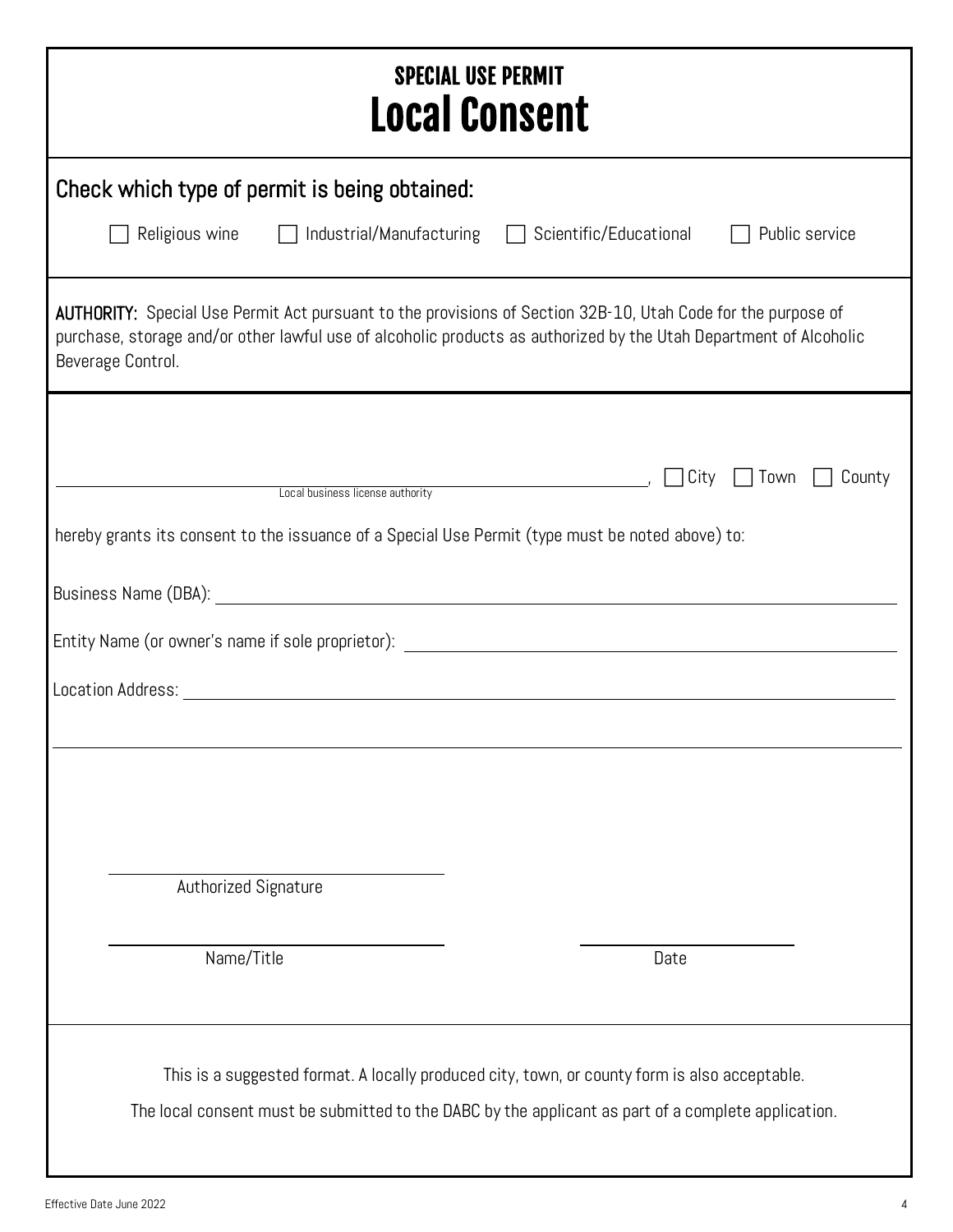**SPECIAL USE PERMIT**

# Local Consent

## Check which type of permit is being obtained:

☐ Religious wine ☐ Industrial/Manufacturing ☐ Scientific/Educational ☐ Public service

**AUTHORITY:** Special Use Permit Act pursuant to the provisions of Section 32B-10, Utah Code for the purpose of purchase, storage and/or other lawful use of alcoholic products as authorized by the Utah Department of Alcoholic Beverage Control.

_______________________________________________, ☐ City ☐ Town ☐ County
Local business license authority

hereby grants its consent to the issuance of a Special Use Permit (type must be noted above) to:

Business Name (DBA): _______________________________________________

Entity Name (or owner's name if sole proprietor): _______________________________________________

Location Address: _______________________________________________

_______________________________________________

_______________________________
Authorized Signature

_______________________________ _______________________
Name/Title Date

This is a suggested format. A locally produced city, town, or county form is also acceptable.

The local consent must be submitted to the DABC by the applicant as part of a complete application.

Effective Date June 2022